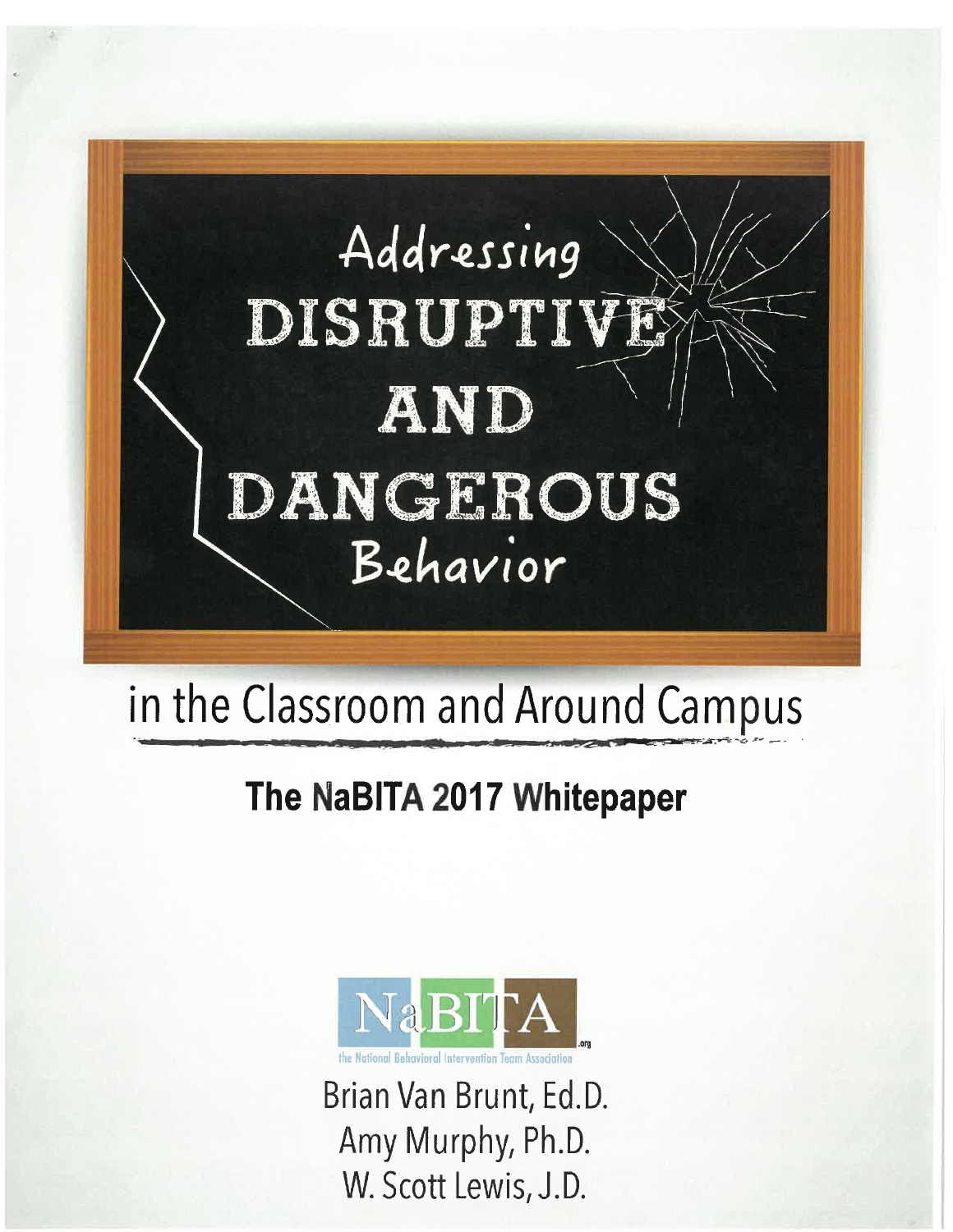# Addressing DISRUPTIVE AND DANGEROUS Behavior

## in the Classroom and Around Campus

**The NaBITA 2017 Whitepaper**

NaBITA .org

the National Behavioral Intervention Team Association

Brian Van Brunt, Ed.D.
Amy Murphy, Ph.D.
W. Scott Lewis, J.D.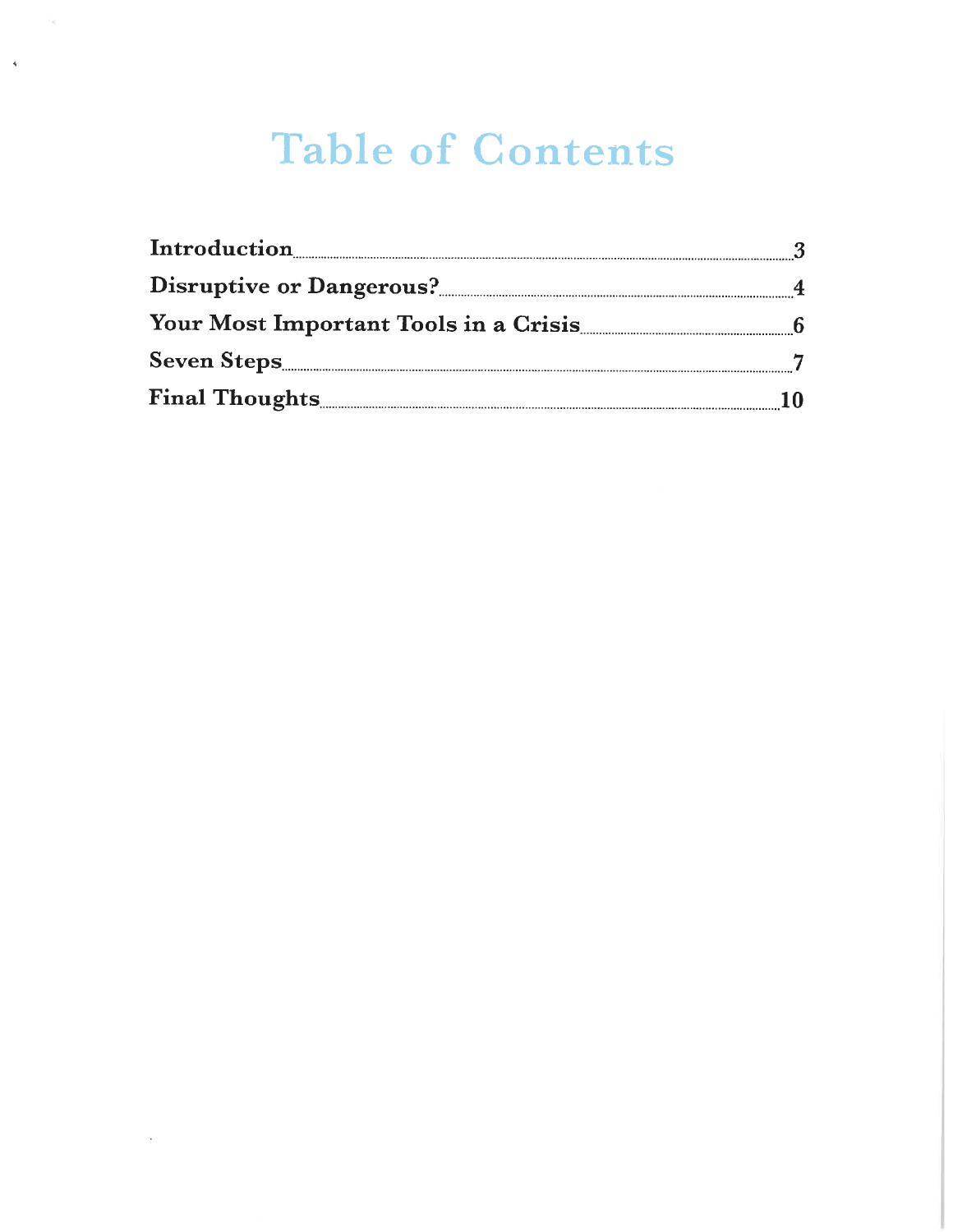# Table of Contents

| | |
|---|---|
| **Introduction** | **3** |
| **Disruptive or Dangerous?** | **4** |
| **Your Most Important Tools in a Crisis** | **6** |
| **Seven Steps** | **7** |
| **Final Thoughts** | **10** |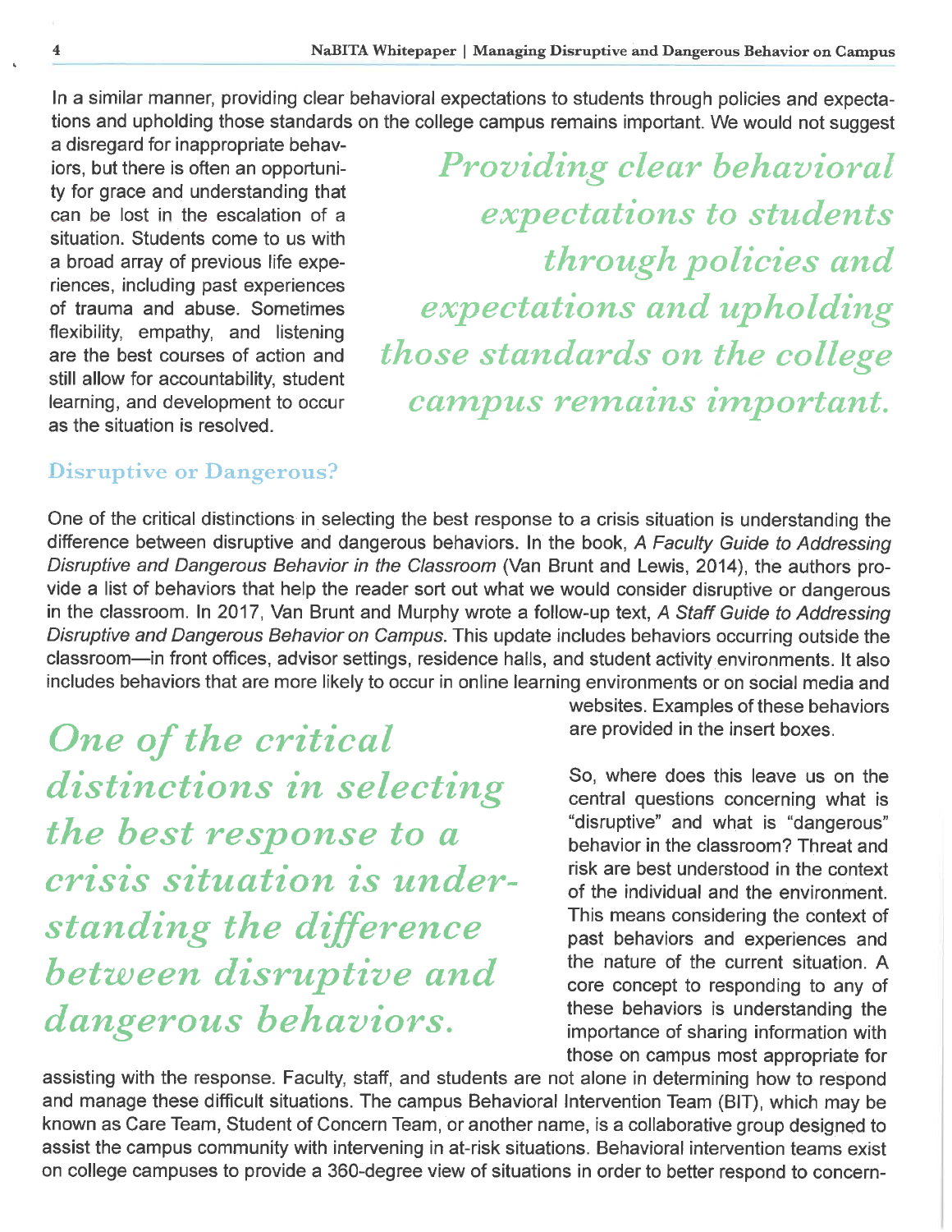In a similar manner, providing clear behavioral expectations to students through policies and expectations and upholding those standards on the college campus remains important. We would not suggest a disregard for inappropriate behaviors, but there is often an opportunity for grace and understanding that can be lost in the escalation of a situation. Students come to us with a broad array of previous life experiences, including past experiences of trauma and abuse. Sometimes flexibility, empathy, and listening are the best courses of action and still allow for accountability, student learning, and development to occur as the situation is resolved.

> *Providing clear behavioral expectations to students through policies and expectations and upholding those standards on the college campus remains important.*

## Disruptive or Dangerous?

One of the critical distinctions in selecting the best response to a crisis situation is understanding the difference between disruptive and dangerous behaviors. In the book, *A Faculty Guide to Addressing Disruptive and Dangerous Behavior in the Classroom* (Van Brunt and Lewis, 2014), the authors provide a list of behaviors that help the reader sort out what we would consider disruptive or dangerous in the classroom. In 2017, Van Brunt and Murphy wrote a follow-up text, *A Staff Guide to Addressing Disruptive and Dangerous Behavior on Campus*. This update includes behaviors occurring outside the classroom—in front offices, advisor settings, residence halls, and student activity environments. It also includes behaviors that are more likely to occur in online learning environments or on social media and websites. Examples of these behaviors are provided in the insert boxes.

> *One of the critical distinctions in selecting the best response to a crisis situation is understanding the difference between disruptive and dangerous behaviors.*

So, where does this leave us on the central questions concerning what is "disruptive" and what is "dangerous" behavior in the classroom? Threat and risk are best understood in the context of the individual and the environment. This means considering the context of past behaviors and experiences and the nature of the current situation. A core concept to responding to any of these behaviors is understanding the importance of sharing information with those on campus most appropriate for assisting with the response. Faculty, staff, and students are not alone in determining how to respond and manage these difficult situations. The campus Behavioral Intervention Team (BIT), which may be known as Care Team, Student of Concern Team, or another name, is a collaborative group designed to assist the campus community with intervening in at-risk situations. Behavioral intervention teams exist on college campuses to provide a 360-degree view of situations in order to better respond to concern-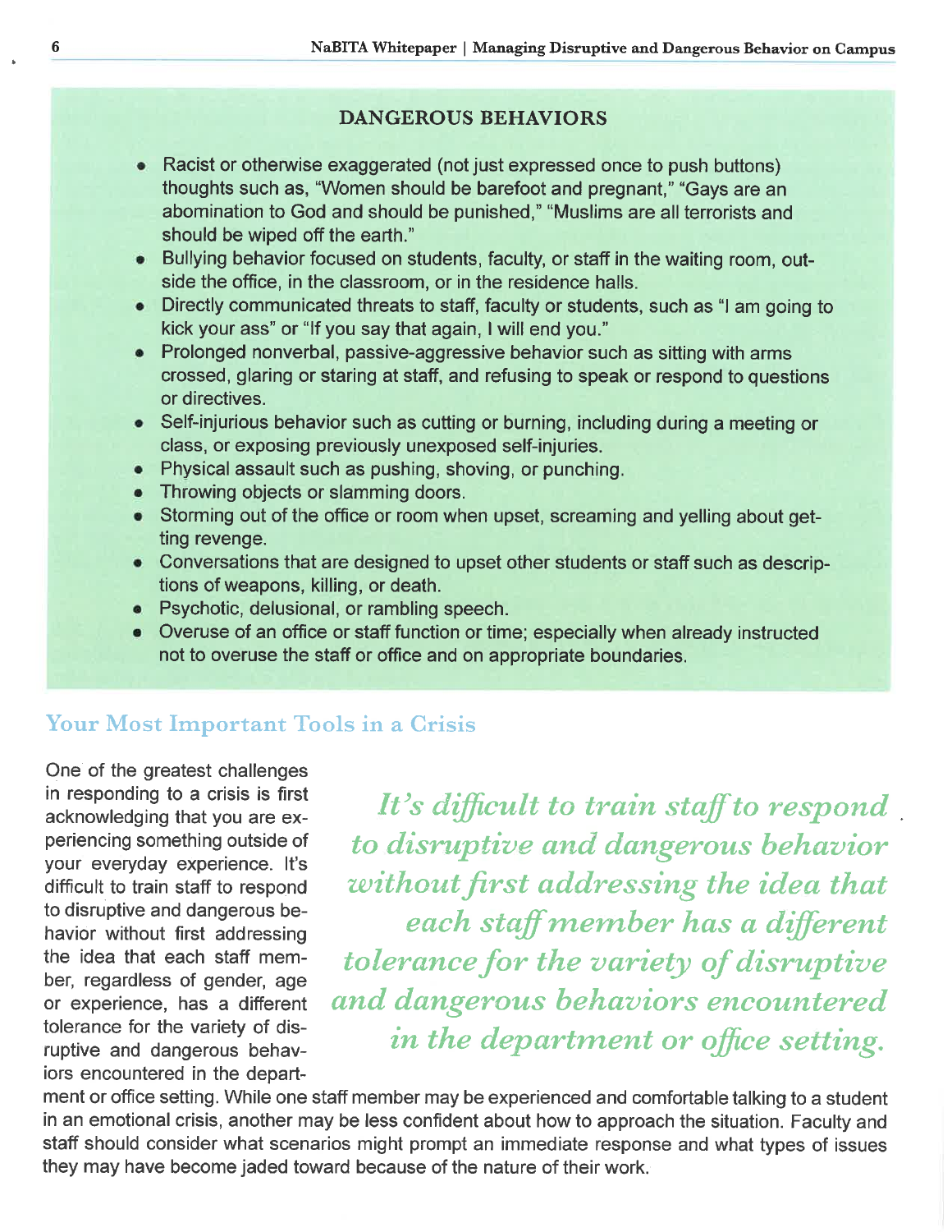### DANGEROUS BEHAVIORS

- Racist or otherwise exaggerated (not just expressed once to push buttons) thoughts such as, "Women should be barefoot and pregnant," "Gays are an abomination to God and should be punished," "Muslims are all terrorists and should be wiped off the earth."
- Bullying behavior focused on students, faculty, or staff in the waiting room, outside the office, in the classroom, or in the residence halls.
- Directly communicated threats to staff, faculty or students, such as "I am going to kick your ass" or "If you say that again, I will end you."
- Prolonged nonverbal, passive-aggressive behavior such as sitting with arms crossed, glaring or staring at staff, and refusing to speak or respond to questions or directives.
- Self-injurious behavior such as cutting or burning, including during a meeting or class, or exposing previously unexposed self-injuries.
- Physical assault such as pushing, shoving, or punching.
- Throwing objects or slamming doors.
- Storming out of the office or room when upset, screaming and yelling about getting revenge.
- Conversations that are designed to upset other students or staff such as descriptions of weapons, killing, or death.
- Psychotic, delusional, or rambling speech.
- Overuse of an office or staff function or time; especially when already instructed not to overuse the staff or office and on appropriate boundaries.

## Your Most Important Tools in a Crisis

One of the greatest challenges in responding to a crisis is first acknowledging that you are experiencing something outside of your everyday experience. It's difficult to train staff to respond to disruptive and dangerous behavior without first addressing the idea that each staff member, regardless of gender, age or experience, has a different tolerance for the variety of disruptive and dangerous behaviors encountered in the department or office setting. While one staff member may be experienced and comfortable talking to a student in an emotional crisis, another may be less confident about how to approach the situation. Faculty and staff should consider what scenarios might prompt an immediate response and what types of issues they may have become jaded toward because of the nature of their work.

*It's difficult to train staff to respond to disruptive and dangerous behavior without first addressing the idea that each staff member has a different tolerance for the variety of disruptive and dangerous behaviors encountered in the department or office setting.*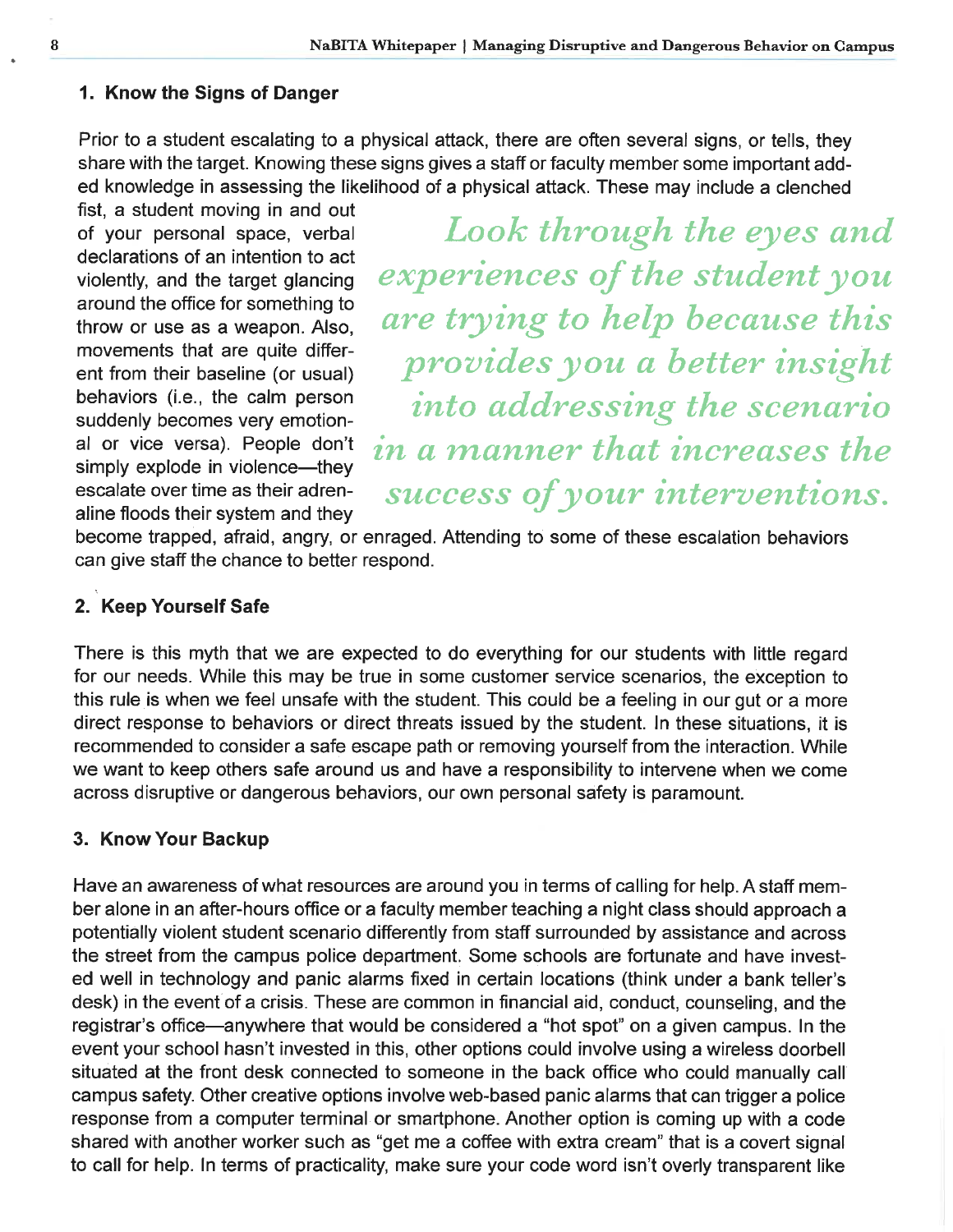### 1. Know the Signs of Danger

Prior to a student escalating to a physical attack, there are often several signs, or tells, they share with the target. Knowing these signs gives a staff or faculty member some important added knowledge in assessing the likelihood of a physical attack. These may include a clenched fist, a student moving in and out of your personal space, verbal declarations of an intention to act violently, and the target glancing around the office for something to throw or use as a weapon. Also, movements that are quite different from their baseline (or usual) behaviors (i.e., the calm person suddenly becomes very emotional or vice versa). People don't simply explode in violence—they escalate over time as their adrenaline floods their system and they become trapped, afraid, angry, or enraged. Attending to some of these escalation behaviors can give staff the chance to better respond.

> *Look through the eyes and experiences of the student you are trying to help because this provides you a better insight into addressing the scenario in a manner that increases the success of your interventions.*

### 2. Keep Yourself Safe

There is this myth that we are expected to do everything for our students with little regard for our needs. While this may be true in some customer service scenarios, the exception to this rule is when we feel unsafe with the student. This could be a feeling in our gut or a more direct response to behaviors or direct threats issued by the student. In these situations, it is recommended to consider a safe escape path or removing yourself from the interaction. While we want to keep others safe around us and have a responsibility to intervene when we come across disruptive or dangerous behaviors, our own personal safety is paramount.

### 3. Know Your Backup

Have an awareness of what resources are around you in terms of calling for help. A staff member alone in an after-hours office or a faculty member teaching a night class should approach a potentially violent student scenario differently from staff surrounded by assistance and across the street from the campus police department. Some schools are fortunate and have invested well in technology and panic alarms fixed in certain locations (think under a bank teller's desk) in the event of a crisis. These are common in financial aid, conduct, counseling, and the registrar's office—anywhere that would be considered a "hot spot" on a given campus. In the event your school hasn't invested in this, other options could involve using a wireless doorbell situated at the front desk connected to someone in the back office who could manually call campus safety. Other creative options involve web-based panic alarms that can trigger a police response from a computer terminal or smartphone. Another option is coming up with a code shared with another worker such as "get me a coffee with extra cream" that is a covert signal to call for help. In terms of practicality, make sure your code word isn't overly transparent like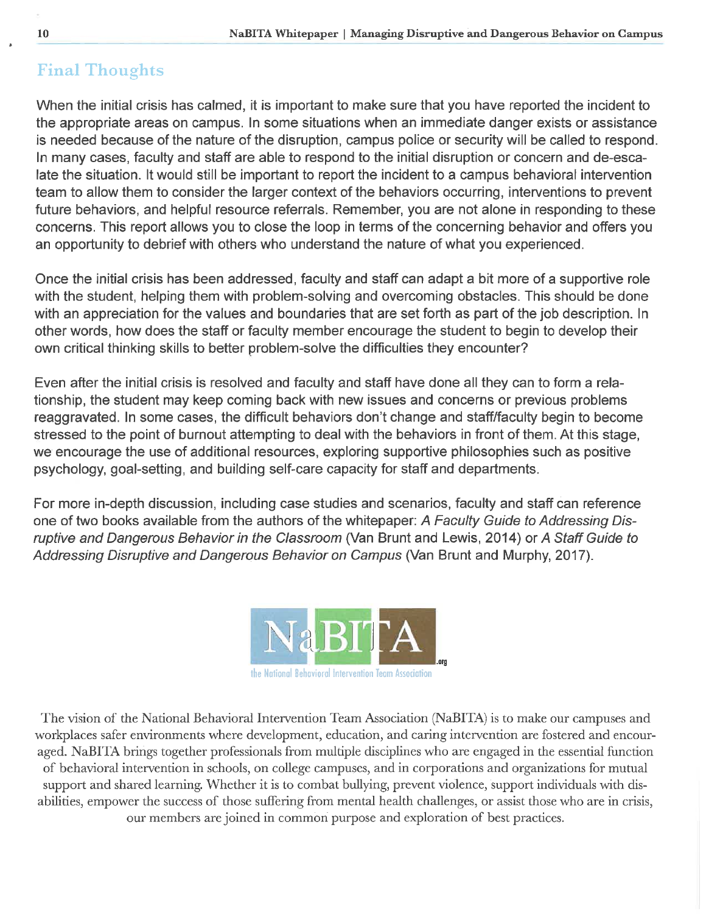## Final Thoughts

When the initial crisis has calmed, it is important to make sure that you have reported the incident to the appropriate areas on campus. In some situations when an immediate danger exists or assistance is needed because of the nature of the disruption, campus police or security will be called to respond. In many cases, faculty and staff are able to respond to the initial disruption or concern and de-escalate the situation. It would still be important to report the incident to a campus behavioral intervention team to allow them to consider the larger context of the behaviors occurring, interventions to prevent future behaviors, and helpful resource referrals. Remember, you are not alone in responding to these concerns. This report allows you to close the loop in terms of the concerning behavior and offers you an opportunity to debrief with others who understand the nature of what you experienced.

Once the initial crisis has been addressed, faculty and staff can adapt a bit more of a supportive role with the student, helping them with problem-solving and overcoming obstacles. This should be done with an appreciation for the values and boundaries that are set forth as part of the job description. In other words, how does the staff or faculty member encourage the student to begin to develop their own critical thinking skills to better problem-solve the difficulties they encounter?

Even after the initial crisis is resolved and faculty and staff have done all they can to form a relationship, the student may keep coming back with new issues and concerns or previous problems reaggravated. In some cases, the difficult behaviors don't change and staff/faculty begin to become stressed to the point of burnout attempting to deal with the behaviors in front of them. At this stage, we encourage the use of additional resources, exploring supportive philosophies such as positive psychology, goal-setting, and building self-care capacity for staff and departments.

For more in-depth discussion, including case studies and scenarios, faculty and staff can reference one of two books available from the authors of the whitepaper: *A Faculty Guide to Addressing Disruptive and Dangerous Behavior in the Classroom* (Van Brunt and Lewis, 2014) or *A Staff Guide to Addressing Disruptive and Dangerous Behavior on Campus* (Van Brunt and Murphy, 2017).

NaBITA.org
the National Behavioral Intervention Team Association

The vision of the National Behavioral Intervention Team Association (NaBITA) is to make our campuses and workplaces safer environments where development, education, and caring intervention are fostered and encouraged. NaBITA brings together professionals from multiple disciplines who are engaged in the essential function of behavioral intervention in schools, on college campuses, and in corporations and organizations for mutual support and shared learning. Whether it is to combat bullying, prevent violence, support individuals with disabilities, empower the success of those suffering from mental health challenges, or assist those who are in crisis, our members are joined in common purpose and exploration of best practices.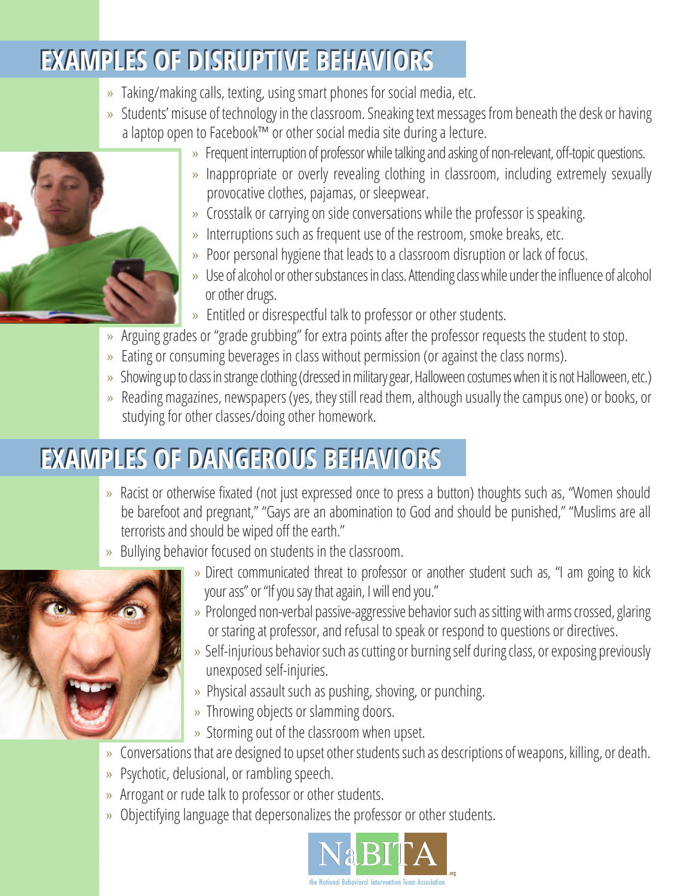## EXAMPLES OF DISRUPTIVE BEHAVIORS

- Taking/making calls, texting, using smart phones for social media, etc.
- Students' misuse of technology in the classroom. Sneaking text messages from beneath the desk or having a laptop open to Facebook™ or other social media site during a lecture.
- Frequent interruption of professor while talking and asking of non-relevant, off-topic questions.
- Inappropriate or overly revealing clothing in classroom, including extremely sexually provocative clothes, pajamas, or sleepwear.
- Crosstalk or carrying on side conversations while the professor is speaking.
- Interruptions such as frequent use of the restroom, smoke breaks, etc.
- Poor personal hygiene that leads to a classroom disruption or lack of focus.
- Use of alcohol or other substances in class. Attending class while under the influence of alcohol or other drugs.
- Entitled or disrespectful talk to professor or other students.
- Arguing grades or "grade grubbing" for extra points after the professor requests the student to stop.
- Eating or consuming beverages in class without permission (or against the class norms).
- Showing up to class in strange clothing (dressed in military gear, Halloween costumes when it is not Halloween, etc.)
- Reading magazines, newspapers (yes, they still read them, although usually the campus one) or books, or studying for other classes/doing other homework.

## EXAMPLES OF DANGEROUS BEHAVIORS

- Racist or otherwise fixated (not just expressed once to press a button) thoughts such as, "Women should be barefoot and pregnant," "Gays are an abomination to God and should be punished," "Muslims are all terrorists and should be wiped off the earth."
- Bullying behavior focused on students in the classroom.
- Direct communicated threat to professor or another student such as, "I am going to kick your ass" or "If you say that again, I will end you."
- Prolonged non-verbal passive-aggressive behavior such as sitting with arms crossed, glaring or staring at professor, and refusal to speak or respond to questions or directives.
- Self-injurious behavior such as cutting or burning self during class, or exposing previously unexposed self-injuries.
- Physical assault such as pushing, shoving, or punching.
- Throwing objects or slamming doors.
- Storming out of the classroom when upset.
- Conversations that are designed to upset other students such as descriptions of weapons, killing, or death.
- Psychotic, delusional, or rambling speech.
- Arrogant or rude talk to professor or other students.
- Objectifying language that depersonalizes the professor or other students.

NaBITA.org
the National Behavioral Intervention Team Association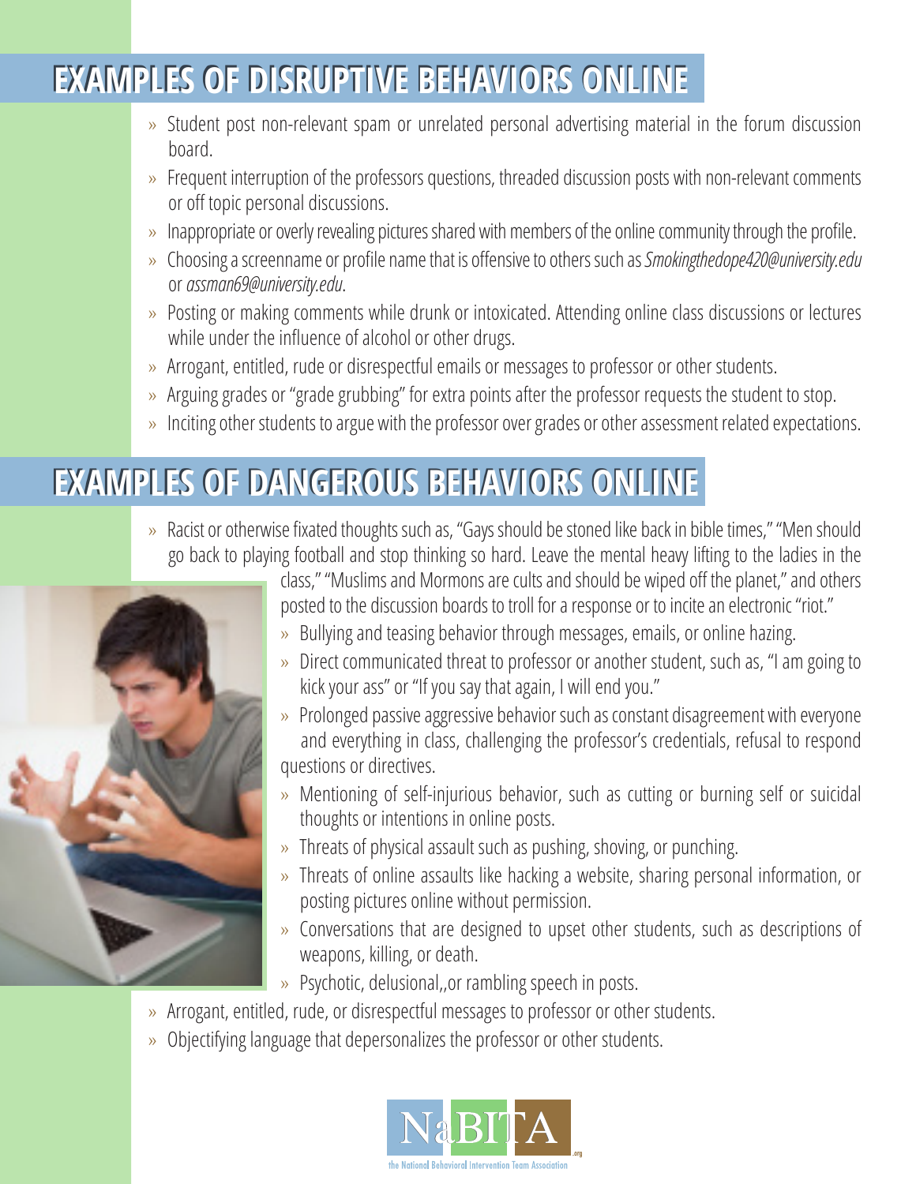## EXAMPLES OF DISRUPTIVE BEHAVIORS ONLINE

- Student post non-relevant spam or unrelated personal advertising material in the forum discussion board.
- Frequent interruption of the professors questions, threaded discussion posts with non-relevant comments or off topic personal discussions.
- Inappropriate or overly revealing pictures shared with members of the online community through the profile.
- Choosing a screenname or profile name that is offensive to others such as *Smokingthedope420@university.edu* or *assman69@university.edu*.
- Posting or making comments while drunk or intoxicated. Attending online class discussions or lectures while under the influence of alcohol or other drugs.
- Arrogant, entitled, rude or disrespectful emails or messages to professor or other students.
- Arguing grades or "grade grubbing" for extra points after the professor requests the student to stop.
- Inciting other students to argue with the professor over grades or other assessment related expectations.

## EXAMPLES OF DANGEROUS BEHAVIORS ONLINE

- Racist or otherwise fixated thoughts such as, "Gays should be stoned like back in bible times," "Men should go back to playing football and stop thinking so hard. Leave the mental heavy lifting to the ladies in the class," "Muslims and Mormons are cults and should be wiped off the planet," and others posted to the discussion boards to troll for a response or to incite an electronic "riot."
- Bullying and teasing behavior through messages, emails, or online hazing.
- Direct communicated threat to professor or another student, such as, "I am going to kick your ass" or "If you say that again, I will end you."
- Prolonged passive aggressive behavior such as constant disagreement with everyone and everything in class, challenging the professor's credentials, refusal to respond questions or directives.
- Mentioning of self-injurious behavior, such as cutting or burning self or suicidal thoughts or intentions in online posts.
- Threats of physical assault such as pushing, shoving, or punching.
- Threats of online assaults like hacking a website, sharing personal information, or posting pictures online without permission.
- Conversations that are designed to upset other students, such as descriptions of weapons, killing, or death.
- Psychotic, delusional,,or rambling speech in posts.
- Arrogant, entitled, rude, or disrespectful messages to professor or other students.
- Objectifying language that depersonalizes the professor or other students.

NaBITA.org

the National Behavioral Intervention Team Association